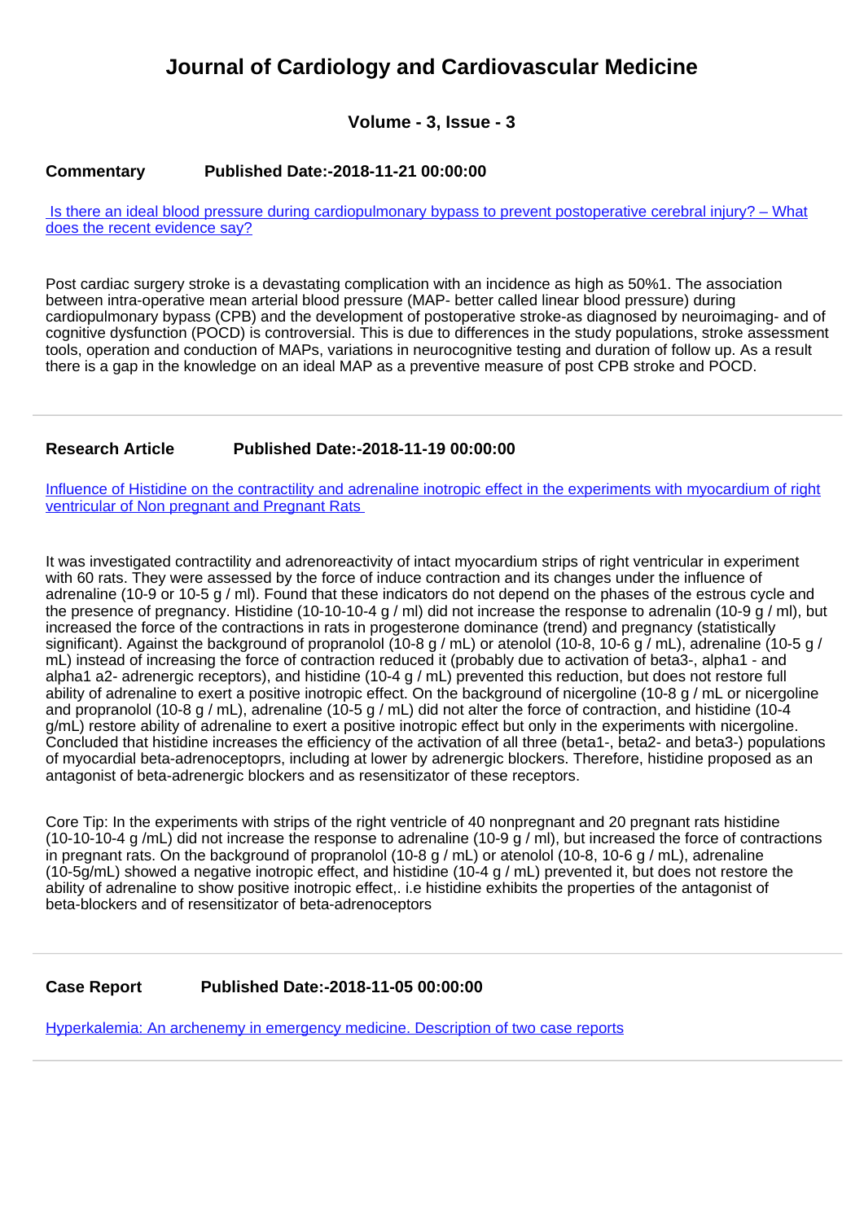# Journal of Cardiology and Cardiovascular Medicine

### Volume - 3, Issue - 3

**Commentary** **Published Date:-2018-11-21 00:00:00**

Is there an ideal blood pressure during cardiopulmonary bypass to prevent postoperative cerebral injury? – What does the recent evidence say?

Post cardiac surgery stroke is a devastating complication with an incidence as high as 50%1. The association between intra-operative mean arterial blood pressure (MAP- better called linear blood pressure) during cardiopulmonary bypass (CPB) and the development of postoperative stroke-as diagnosed by neuroimaging- and of cognitive dysfunction (POCD) is controversial. This is due to differences in the study populations, stroke assessment tools, operation and conduction of MAPs, variations in neurocognitive testing and duration of follow up. As a result there is a gap in the knowledge on an ideal MAP as a preventive measure of post CPB stroke and POCD.

---

**Research Article** **Published Date:-2018-11-19 00:00:00**

Influence of Histidine on the contractility and adrenaline inotropic effect in the experiments with myocardium of right ventricular of Non pregnant and Pregnant Rats

It was investigated contractility and adrenoreactivity of intact myocardium strips of right ventricular in experiment with 60 rats. They were assessed by the force of induce contraction and its changes under the influence of adrenaline (10-9 or 10-5 g / ml). Found that these indicators do not depend on the phases of the estrous cycle and the presence of pregnancy. Histidine (10-10-10-4 g / ml) did not increase the response to adrenalin (10-9 g / ml), but increased the force of the contractions in rats in progesterone dominance (trend) and pregnancy (statistically significant). Against the background of propranolol (10-8 g / mL) or atenolol (10-8, 10-6 g / mL), adrenaline (10-5 g / mL) instead of increasing the force of contraction reduced it (probably due to activation of beta3-, alpha1 - and alpha1 a2- adrenergic receptors), and histidine (10-4 g / mL) prevented this reduction, but does not restore full ability of adrenaline to exert a positive inotropic effect. On the background of nicergoline (10-8 g / mL or nicergoline and propranolol (10-8 g / mL), adrenaline (10-5 g / mL) did not alter the force of contraction, and histidine (10-4 g/mL) restore ability of adrenaline to exert a positive inotropic effect but only in the experiments with nicergoline. Concluded that histidine increases the efficiency of the activation of all three (beta1-, beta2- and beta3-) populations of myocardial beta-adrenoceptoprs, including at lower by adrenergic blockers. Therefore, histidine proposed as an antagonist of beta-adrenergic blockers and as resensitizator of these receptors.

Core Tip: In the experiments with strips of the right ventricle of 40 nonpregnant and 20 pregnant rats histidine (10-10-10-4 g /mL) did not increase the response to adrenaline (10-9 g / ml), but increased the force of contractions in pregnant rats. On the background of propranolol (10-8 g / mL) or atenolol (10-8, 10-6 g / mL), adrenaline (10-5g/mL) showed a negative inotropic effect, and histidine (10-4 g / mL) prevented it, but does not restore the ability of adrenaline to show positive inotropic effect,. i.e histidine exhibits the properties of the antagonist of beta-blockers and of resensitizator of beta-adrenoceptors

---

**Case Report** **Published Date:-2018-11-05 00:00:00**

Hyperkalemia: An archenemy in emergency medicine. Description of two case reports

---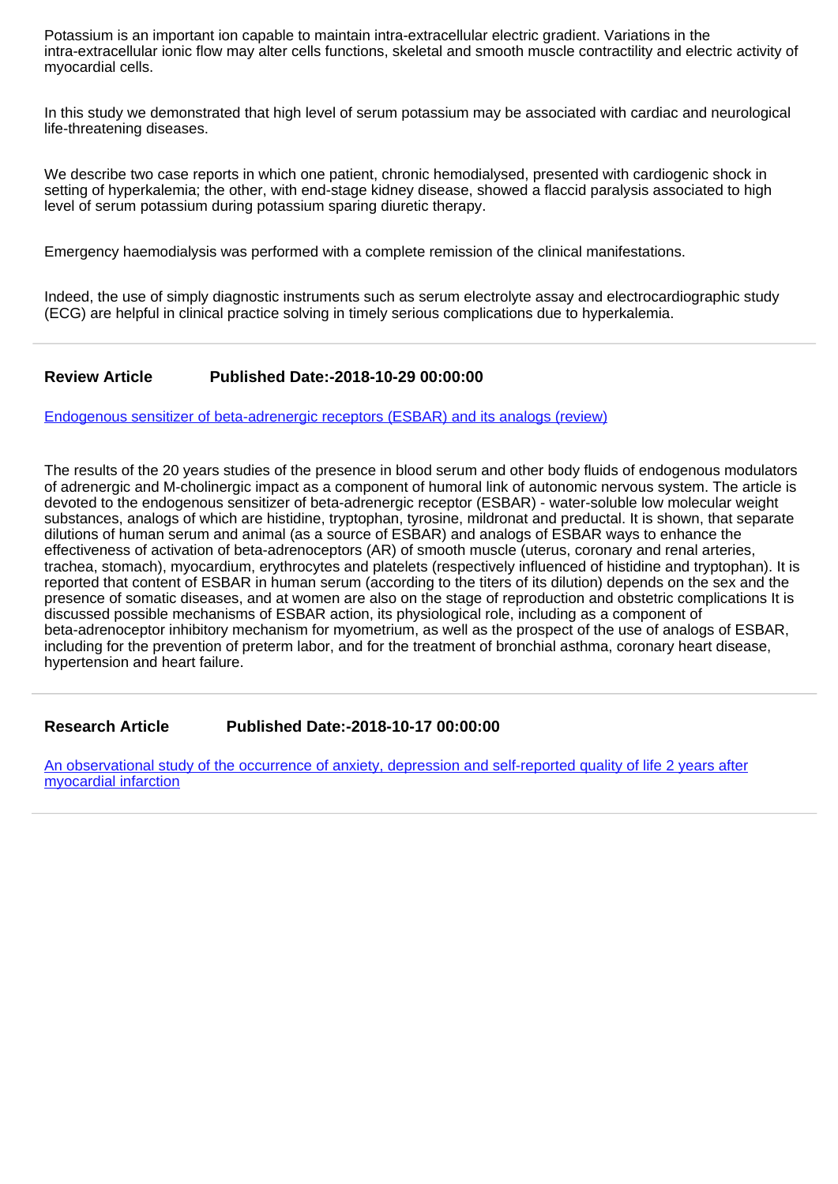Potassium is an important ion capable to maintain intra-extracellular electric gradient. Variations in the intra-extracellular ionic flow may alter cells functions, skeletal and smooth muscle contractility and electric activity of myocardial cells.

In this study we demonstrated that high level of serum potassium may be associated with cardiac and neurological life-threatening diseases.

We describe two case reports in which one patient, chronic hemodialysed, presented with cardiogenic shock in setting of hyperkalemia; the other, with end-stage kidney disease, showed a flaccid paralysis associated to high level of serum potassium during potassium sparing diuretic therapy.

Emergency haemodialysis was performed with a complete remission of the clinical manifestations.

Indeed, the use of simply diagnostic instruments such as serum electrolyte assay and electrocardiographic study (ECG) are helpful in clinical practice solving in timely serious complications due to hyperkalemia.

---

**Review Article** **Published Date:-2018-10-29 00:00:00**

Endogenous sensitizer of beta-adrenergic receptors (ESBAR) and its analogs (review)

The results of the 20 years studies of the presence in blood serum and other body fluids of endogenous modulators of adrenergic and M-cholinergic impact as a component of humoral link of autonomic nervous system. The article is devoted to the endogenous sensitizer of beta-adrenergic receptor (ESBAR) - water-soluble low molecular weight substances, analogs of which are histidine, tryptophan, tyrosine, mildronat and preductal. It is shown, that separate dilutions of human serum and animal (as a source of ESBAR) and analogs of ESBAR ways to enhance the effectiveness of activation of beta-adrenoceptors (AR) of smooth muscle (uterus, coronary and renal arteries, trachea, stomach), myocardium, erythrocytes and platelets (respectively influenced of histidine and tryptophan). It is reported that content of ESBAR in human serum (according to the titers of its dilution) depends on the sex and the presence of somatic diseases, and at women are also on the stage of reproduction and obstetric complications It is discussed possible mechanisms of ESBAR action, its physiological role, including as a component of beta-adrenoceptor inhibitory mechanism for myometrium, as well as the prospect of the use of analogs of ESBAR, including for the prevention of preterm labor, and for the treatment of bronchial asthma, coronary heart disease, hypertension and heart failure.

---

**Research Article** **Published Date:-2018-10-17 00:00:00**

An observational study of the occurrence of anxiety, depression and self-reported quality of life 2 years after myocardial infarction

---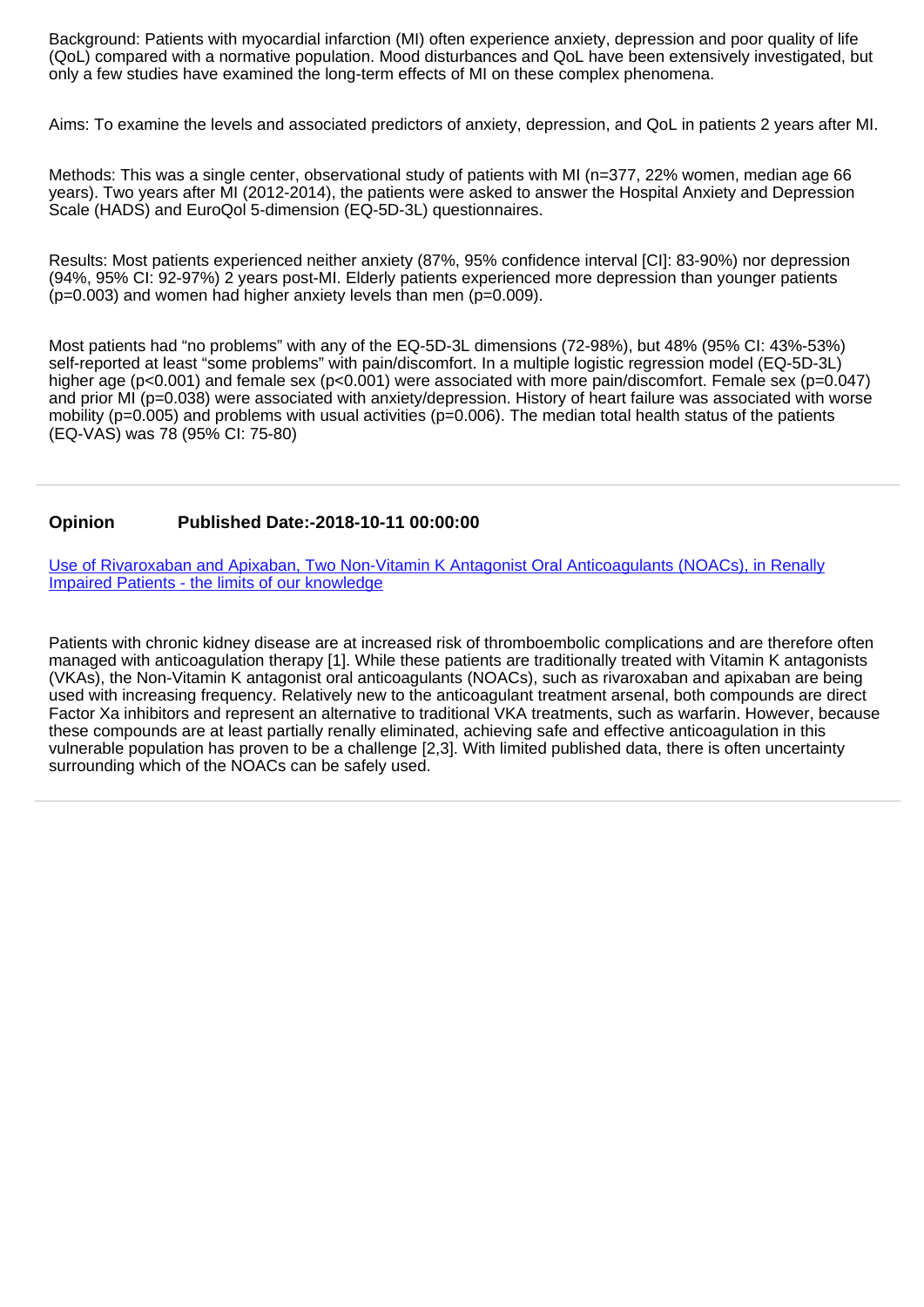Background: Patients with myocardial infarction (MI) often experience anxiety, depression and poor quality of life (QoL) compared with a normative population. Mood disturbances and QoL have been extensively investigated, but only a few studies have examined the long-term effects of MI on these complex phenomena.

Aims: To examine the levels and associated predictors of anxiety, depression, and QoL in patients 2 years after MI.

Methods: This was a single center, observational study of patients with MI (n=377, 22% women, median age 66 years). Two years after MI (2012-2014), the patients were asked to answer the Hospital Anxiety and Depression Scale (HADS) and EuroQol 5-dimension (EQ-5D-3L) questionnaires.

Results: Most patients experienced neither anxiety (87%, 95% confidence interval [CI]: 83-90%) nor depression (94%, 95% CI: 92-97%) 2 years post-MI. Elderly patients experienced more depression than younger patients ($p=0.003$) and women had higher anxiety levels than men ($p=0.009$).

Most patients had "no problems" with any of the EQ-5D-3L dimensions (72-98%), but 48% (95% CI: 43%-53%) self-reported at least "some problems" with pain/discomfort. In a multiple logistic regression model (EQ-5D-3L) higher age ($p<0.001$) and female sex ($p<0.001$) were associated with more pain/discomfort. Female sex ($p=0.047$) and prior MI ($p=0.038$) were associated with anxiety/depression. History of heart failure was associated with worse mobility ($p=0.005$) and problems with usual activities ($p=0.006$). The median total health status of the patients (EQ-VAS) was 78 (95% CI: 75-80)

---

**Opinion** **Published Date:-2018-10-11 00:00:00**

[Use of Rivaroxaban and Apixaban, Two Non-Vitamin K Antagonist Oral Anticoagulants (NOACs), in Renally Impaired Patients - the limits of our knowledge]

Patients with chronic kidney disease are at increased risk of thromboembolic complications and are therefore often managed with anticoagulation therapy [1]. While these patients are traditionally treated with Vitamin K antagonists (VKAs), the Non-Vitamin K antagonist oral anticoagulants (NOACs), such as rivaroxaban and apixaban are being used with increasing frequency. Relatively new to the anticoagulant treatment arsenal, both compounds are direct Factor Xa inhibitors and represent an alternative to traditional VKA treatments, such as warfarin. However, because these compounds are at least partially renally eliminated, achieving safe and effective anticoagulation in this vulnerable population has proven to be a challenge [2,3]. With limited published data, there is often uncertainty surrounding which of the NOACs can be safely used.

---